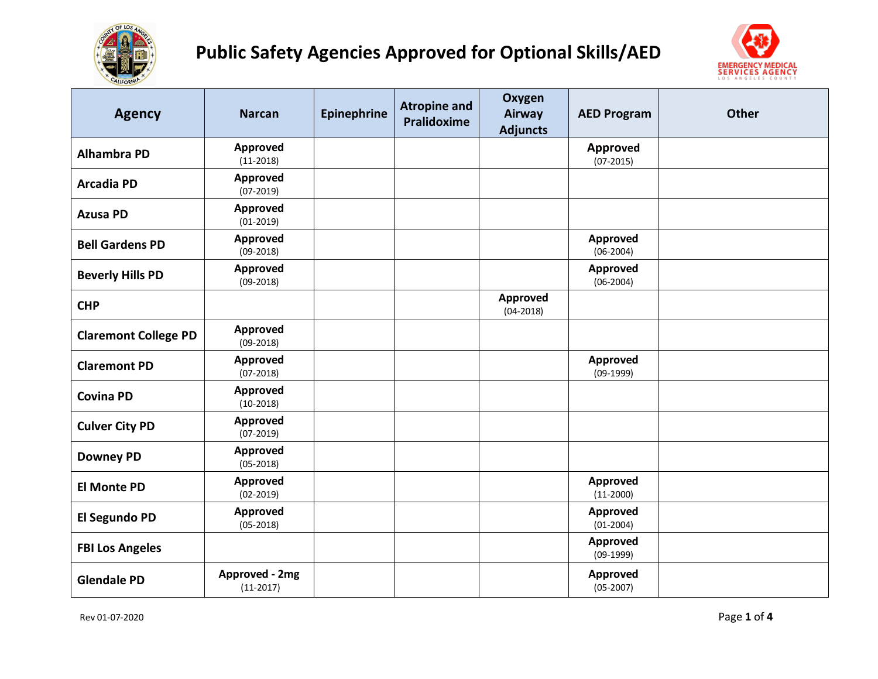# Public Safety Agencies Approved for Optional Skills/AED

| Agency | Narcan | Epinephrine | Atropine and Pralidoxime | Oxygen Airway Adjuncts | AED Program | Other |
|---|---|---|---|---|---|---|
| **Alhambra PD** | **Approved** (11-2018) | | | | **Approved** (07-2015) | |
| **Arcadia PD** | **Approved** (07-2019) | | | | | |
| **Azusa PD** | **Approved** (01-2019) | | | | | |
| **Bell Gardens PD** | **Approved** (09-2018) | | | | **Approved** (06-2004) | |
| **Beverly Hills PD** | **Approved** (09-2018) | | | | **Approved** (06-2004) | |
| **CHP** | | | | **Approved** (04-2018) | | |
| **Claremont College PD** | **Approved** (09-2018) | | | | | |
| **Claremont PD** | **Approved** (07-2018) | | | | **Approved** (09-1999) | |
| **Covina PD** | **Approved** (10-2018) | | | | | |
| **Culver City PD** | **Approved** (07-2019) | | | | | |
| **Downey PD** | **Approved** (05-2018) | | | | | |
| **El Monte PD** | **Approved** (02-2019) | | | | **Approved** (11-2000) | |
| **El Segundo PD** | **Approved** (05-2018) | | | | **Approved** (01-2004) | |
| **FBI Los Angeles** | | | | | **Approved** (09-1999) | |
| **Glendale PD** | **Approved - 2mg** (11-2017) | | | | **Approved** (05-2007) | |

Rev 01-07-2020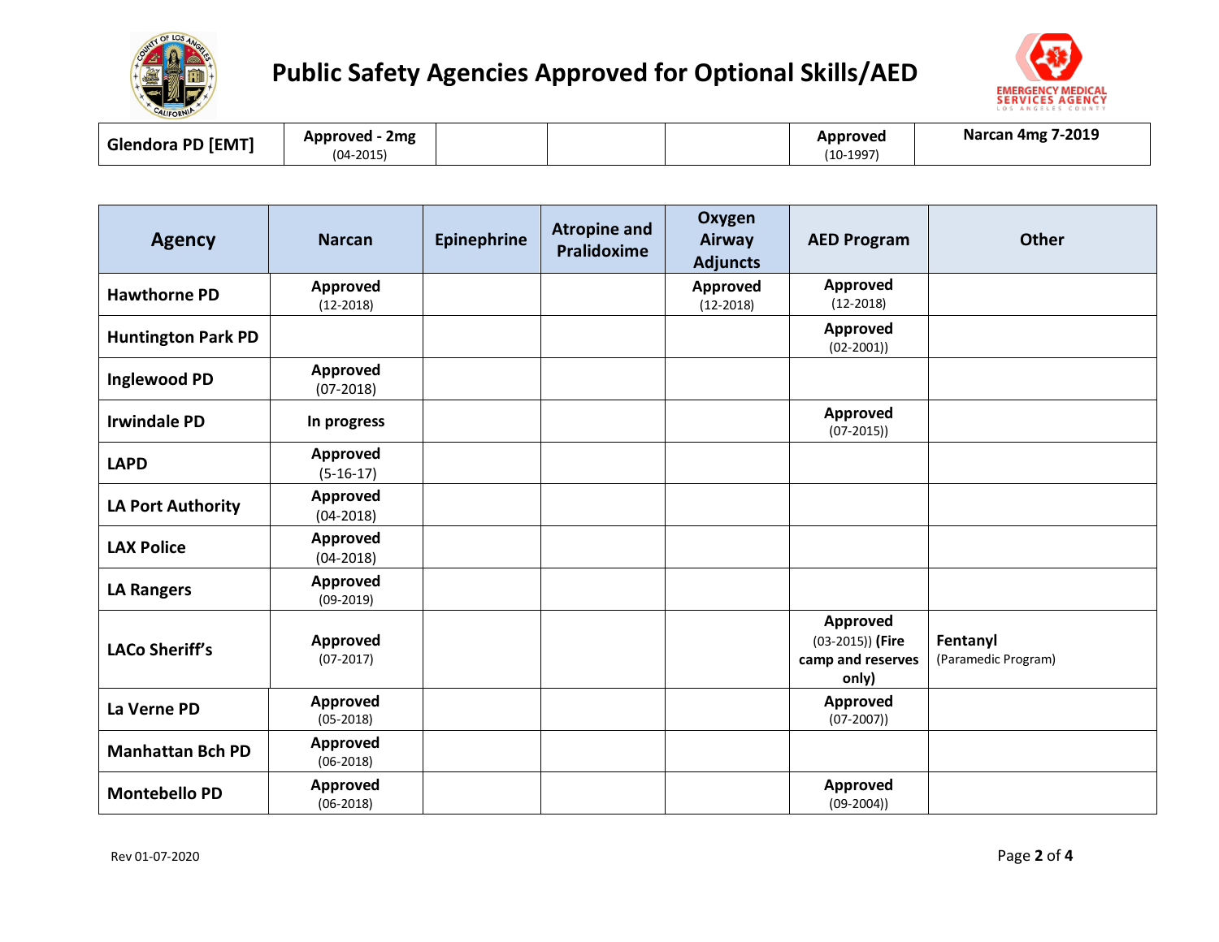# Public Safety Agencies Approved for Optional Skills/AED

| Agency | Narcan | Epinephrine | Atropine and Pralidoxime | Oxygen Airway Adjuncts | AED Program | Other |
|---|---|---|---|---|---|---|
| **Glendora PD [EMT]** | **Approved - 2mg** (04-2015) | | | | **Approved** (10-1997) | **Narcan 4mg 7-2019** |
| **Hawthorne PD** | **Approved** (12-2018) | | | **Approved** (12-2018) | **Approved** (12-2018) | |
| **Huntington Park PD** | | | | | **Approved** (02-2001)) | |
| **Inglewood PD** | **Approved** (07-2018) | | | | | |
| **Irwindale PD** | **In progress** | | | | **Approved** (07-2015)) | |
| **LAPD** | **Approved** (5-16-17) | | | | | |
| **LA Port Authority** | **Approved** (04-2018) | | | | | |
| **LAX Police** | **Approved** (04-2018) | | | | | |
| **LA Rangers** | **Approved** (09-2019) | | | | | |
| **LACo Sheriff's** | **Approved** (07-2017) | | | | **Approved** (03-2015)) **(Fire camp and reserves only)** | **Fentanyl** (Paramedic Program) |
| **La Verne PD** | **Approved** (05-2018) | | | | **Approved** (07-2007)) | |
| **Manhattan Bch PD** | **Approved** (06-2018) | | | | | |
| **Montebello PD** | **Approved** (06-2018) | | | | **Approved** (09-2004)) | |

Rev 01-07-2020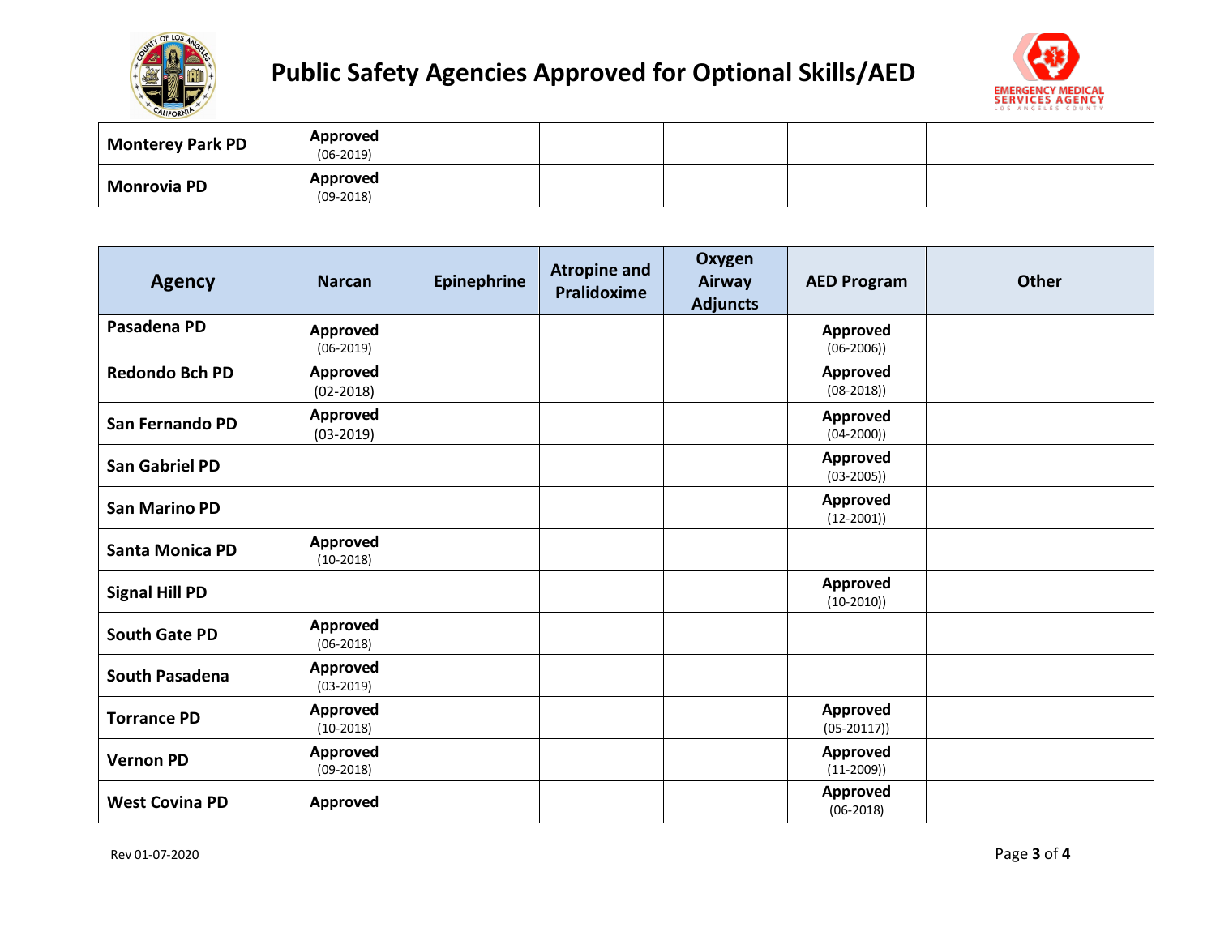# Public Safety Agencies Approved for Optional Skills/AED

| Agency | Narcan | Epinephrine | Atropine and Pralidoxime | Oxygen Airway Adjuncts | AED Program | Other |
|---|---|---|---|---|---|---|
| Monterey Park PD | **Approved** (06-2019) | | | | | |
| Monrovia PD | **Approved** (09-2018) | | | | | |
| Pasadena PD | **Approved** (06-2019) | | | | **Approved** (06-2006)) | |
| Redondo Bch PD | **Approved** (02-2018) | | | | **Approved** (08-2018)) | |
| San Fernando PD | **Approved** (03-2019) | | | | **Approved** (04-2000)) | |
| San Gabriel PD | | | | | **Approved** (03-2005)) | |
| San Marino PD | | | | | **Approved** (12-2001)) | |
| Santa Monica PD | **Approved** (10-2018) | | | | | |
| Signal Hill PD | | | | | **Approved** (10-2010)) | |
| South Gate PD | **Approved** (06-2018) | | | | | |
| South Pasadena | **Approved** (03-2019) | | | | | |
| Torrance PD | **Approved** (10-2018) | | | | **Approved** (05-20117)) | |
| Vernon PD | **Approved** (09-2018) | | | | **Approved** (11-2009)) | |
| West Covina PD | **Approved** | | | | **Approved** (06-2018) | |

Rev 01-07-2020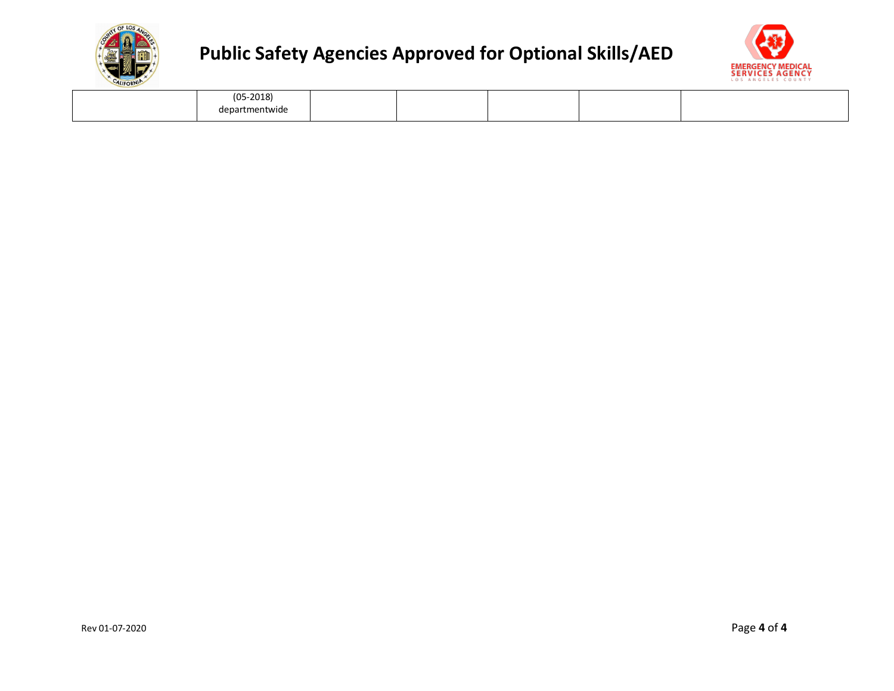| | | | | | | |
|---|---|---|---|---|---|---|
| | (05-2018) departmentwide | | | | | |